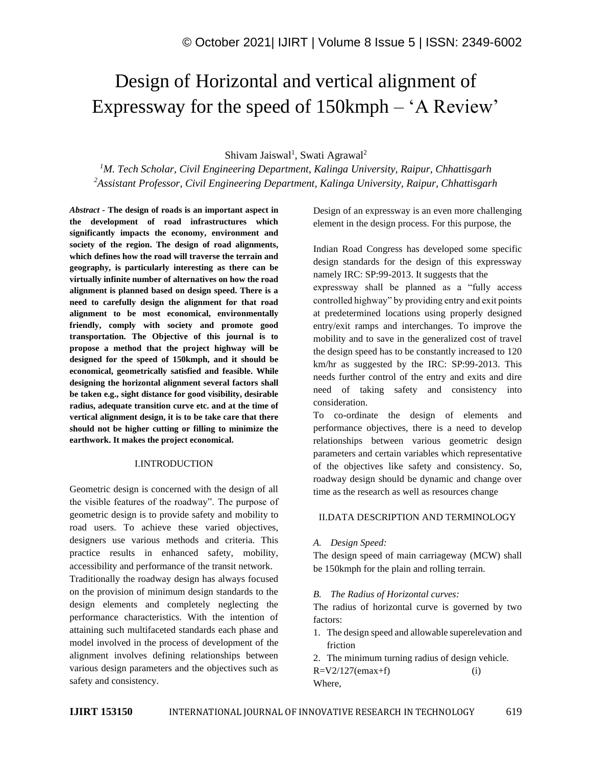# Design of Horizontal and vertical alignment of Expressway for the speed of 150kmph – 'A Review'

Shivam Jaiswal[1], Swati Agrawal[2]

[1]*M. Tech Scholar, Civil Engineering Department, Kalinga University, Raipur, Chhattisgarh*

[2]*Assistant Professor, Civil Engineering Department, Kalinga University, Raipur, Chhattisgarh*

***Abstract*** **- The design of roads is an important aspect in the development of road infrastructures which significantly impacts the economy, environment and society of the region. The design of road alignments, which defines how the road will traverse the terrain and geography, is particularly interesting as there can be virtually infinite number of alternatives on how the road alignment is planned based on design speed. There is a need to carefully design the alignment for that road alignment to be most economical, environmentally friendly, comply with society and promote good transportation. The Objective of this journal is to propose a method that the project highway will be designed for the speed of 150kmph, and it should be economical, geometrically satisfied and feasible. While designing the horizontal alignment several factors shall be taken e.g., sight distance for good visibility, desirable radius, adequate transition curve etc. and at the time of vertical alignment design, it is to be take care that there should not be higher cutting or filling to minimize the earthwork. It makes the project economical.**

## I.INTRODUCTION

Geometric design is concerned with the design of all the visible features of the roadway". The purpose of geometric design is to provide safety and mobility to road users. To achieve these varied objectives, designers use various methods and criteria. This practice results in enhanced safety, mobility, accessibility and performance of the transit network.

Traditionally the roadway design has always focused on the provision of minimum design standards to the design elements and completely neglecting the performance characteristics. With the intention of attaining such multifaceted standards each phase and model involved in the process of development of the alignment involves defining relationships between various design parameters and the objectives such as safety and consistency.

Design of an expressway is an even more challenging element in the design process. For this purpose, the

Indian Road Congress has developed some specific design standards for the design of this expressway namely IRC: SP:99-2013. It suggests that the expressway shall be planned as a "fully access controlled highway" by providing entry and exit points at predetermined locations using properly designed entry/exit ramps and interchanges. To improve the mobility and to save in the generalized cost of travel the design speed has to be constantly increased to 120 km/hr as suggested by the IRC: SP:99-2013. This needs further control of the entry and exits and dire need of taking safety and consistency into consideration.

To co-ordinate the design of elements and performance objectives, there is a need to develop relationships between various geometric design parameters and certain variables which representative of the objectives like safety and consistency. So, roadway design should be dynamic and change over time as the research as well as resources change

## II.DATA DESCRIPTION AND TERMINOLOGY

### *A. Design Speed:*

The design speed of main carriageway (MCW) shall be 150kmph for the plain and rolling terrain.

### *B. The Radius of Horizontal curves:*

The radius of horizontal curve is governed by two factors:

1. The design speed and allowable superelevation and friction
2. The minimum turning radius of design vehicle.

$R=V^2/127(e_{max}+f)$ (i)

Where,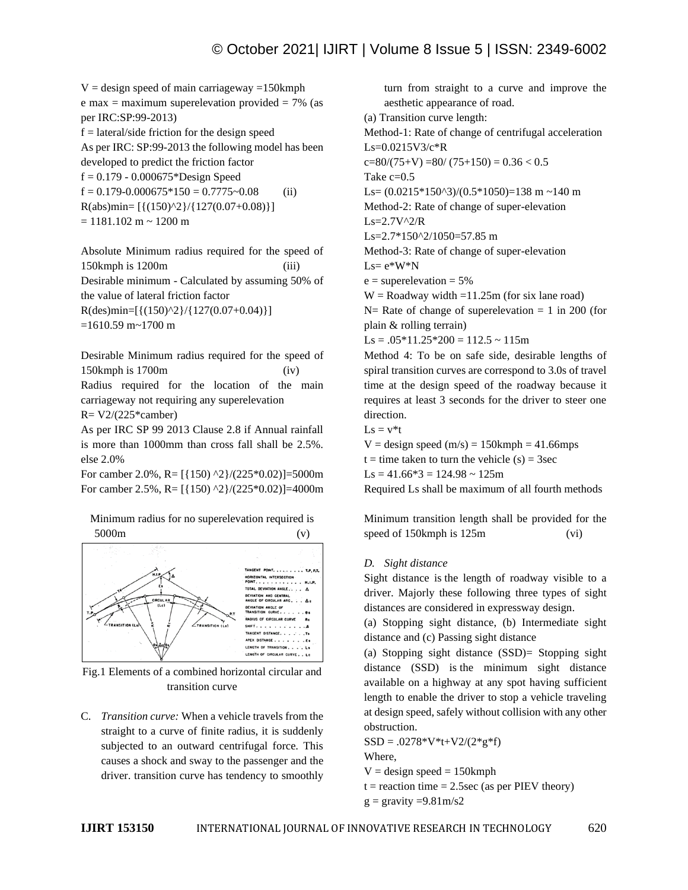$V$ = design speed of main carriageway =150kmph

e max = maximum superelevation provided = 7% (as per IRC:SP:99-2013)

$f$ = lateral/side friction for the design speed

As per IRC: SP:99-2013 the following model has been developed to predict the friction factor

$f = 0.179 - 0.000675*\text{Design Speed}$

$f = 0.179-0.000675*150 = 0.7775\sim0.08$ (ii)

R(abs)min= [{(150)^2}/{127(0.07+0.08)}]

= 1181.102 m ~ 1200 m

Absolute Minimum radius required for the speed of 150kmph is 1200m (iii)

Desirable minimum - Calculated by assuming 50% of the value of lateral friction factor

R(des)min=[{(150)^2}/{127(0.07+0.04)}]

=1610.59 m~1700 m

Desirable Minimum radius required for the speed of 150kmph is 1700m (iv)

Radius required for the location of the main carriageway not requiring any superelevation

R= V2/(225*camber)

As per IRC SP 99 2013 Clause 2.8 if Annual rainfall is more than 1000mm than cross fall shall be 2.5%. else 2.0%

For camber 2.0%, R= [{150) ^2}/(225*0.02)]=5000m

For camber 2.5%, R= [{150) ^2}/(225*0.02)]=4000m

Minimum radius for no superelevation required is 5000m (v)

Fig.1 Elements of a combined horizontal circular and transition curve

C. *Transition curve:* When a vehicle travels from the straight to a curve of finite radius, it is suddenly subjected to an outward centrifugal force. This causes a shock and sway to the passenger and the driver. transition curve has tendency to smoothly turn from straight to a curve and improve the aesthetic appearance of road.

(a) Transition curve length:

Method-1: Rate of change of centrifugal acceleration

Ls=0.0215V3/c*R

c=80/(75+V) =80/ (75+150) = 0.36 < 0.5

Take c=0.5

Ls= (0.0215*150^3)/(0.5*1050)=138 m ~140 m

Method-2: Rate of change of super-elevation

Ls=2.7V^2/R

Ls=2.7*150^2/1050=57.85 m

Method-3: Rate of change of super-elevation

Ls= e*W*N

e = superelevation = 5%

W = Roadway width =11.25m (for six lane road)

N= Rate of change of superelevation = 1 in 200 (for plain & rolling terrain)

Ls = .05*11.25*200 = 112.5 ~ 115m

Method 4: To be on safe side, desirable lengths of spiral transition curves are correspond to 3.0s of travel time at the design speed of the roadway because it requires at least 3 seconds for the driver to steer one direction.

Ls = v*t

V = design speed (m/s) = 150kmph = 41.66mps

t = time taken to turn the vehicle (s) = 3sec

Ls = 41.66*3 = 124.98 ~ 125m

Required Ls shall be maximum of all fourth methods

Minimum transition length shall be provided for the speed of 150kmph is 125m (vi)

*D. Sight distance*

Sight distance is the length of roadway visible to a driver. Majorly these following three types of sight distances are considered in expressway design.

(a) Stopping sight distance, (b) Intermediate sight distance and (c) Passing sight distance

(a) Stopping sight distance (SSD)= Stopping sight distance (SSD) is the minimum sight distance available on a highway at any spot having sufficient length to enable the driver to stop a vehicle traveling at design speed, safely without collision with any other obstruction.

SSD = .0278*V*t+V2/(2*g*f)

Where,

V = design speed = 150kmph

t = reaction time = 2.5sec (as per PIEV theory)

g = gravity =9.81m/s2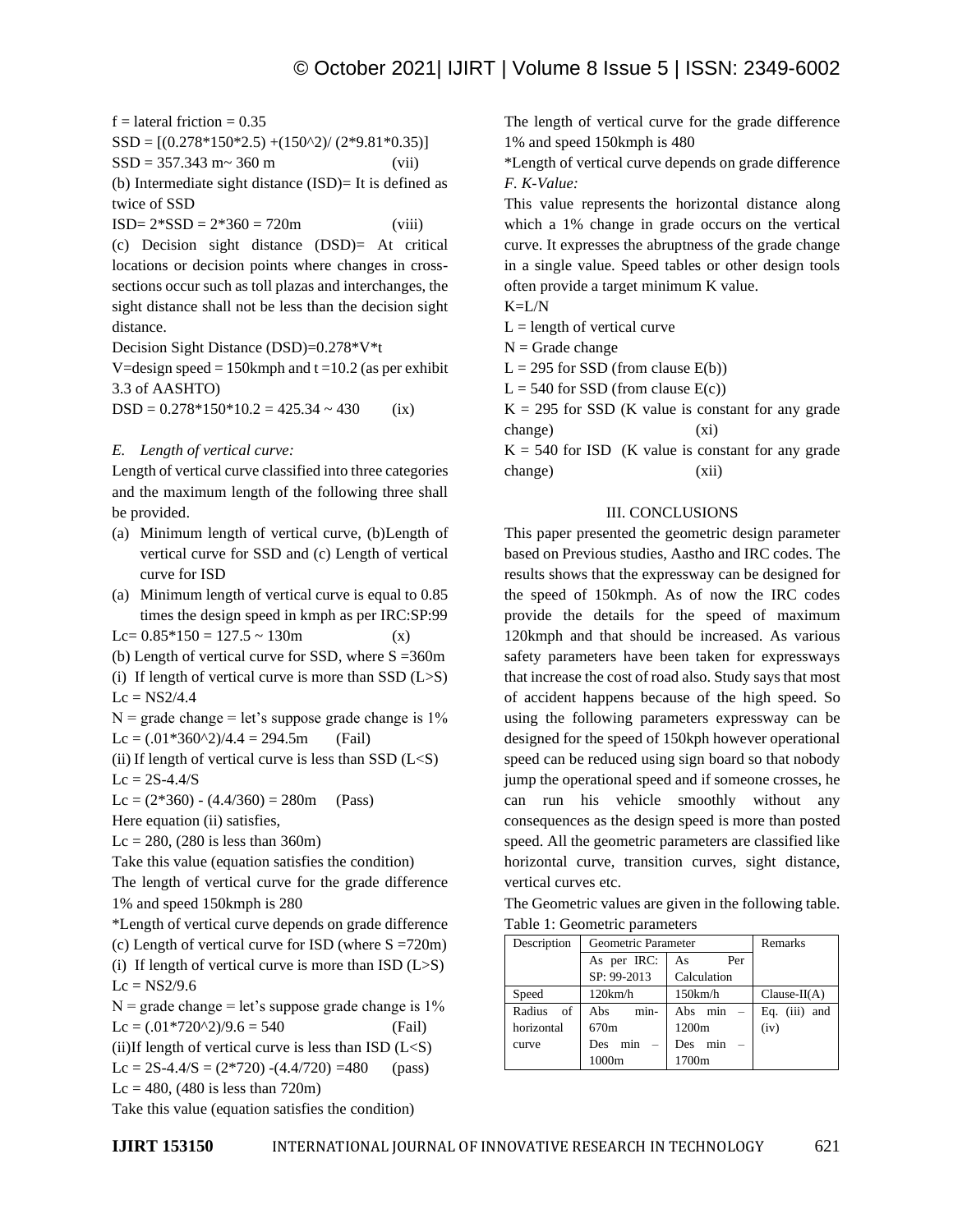f = lateral friction = 0.35

SSD = [(0.278*150*2.5) +(150^2)/ (2*9.81*0.35)]

SSD = 357.343 m~ 360 m (vii)

(b) Intermediate sight distance (ISD)= It is defined as twice of SSD

ISD= 2*SSD = 2*360 = 720m (viii)

(c) Decision sight distance (DSD)= At critical locations or decision points where changes in cross-sections occur such as toll plazas and interchanges, the sight distance shall not be less than the decision sight distance.

Decision Sight Distance (DSD)=0.278*V*t

V=design speed = 150kmph and t =10.2 (as per exhibit 3.3 of AASHTO)

DSD = 0.278*150*10.2 = 425.34 ~ 430 (ix)

*E. Length of vertical curve:*

Length of vertical curve classified into three categories and the maximum length of the following three shall be provided.

(a) Minimum length of vertical curve, (b)Length of vertical curve for SSD and (c) Length of vertical curve for ISD

(a) Minimum length of vertical curve is equal to 0.85 times the design speed in kmph as per IRC:SP:99

Lc= 0.85*150 = 127.5 ~ 130m (x)

(b) Length of vertical curve for SSD, where S =360m

(i) If length of vertical curve is more than SSD (L>S)

Lc = NS2/4.4

N = grade change = let's suppose grade change is 1%

Lc = (.01*360^2)/4.4 = 294.5m (Fail)

(ii) If length of vertical curve is less than SSD (L<S)

Lc = 2S-4.4/S

Lc = (2*360) - (4.4/360) = 280m (Pass)

Here equation (ii) satisfies,

Lc = 280, (280 is less than 360m)

Take this value (equation satisfies the condition)

The length of vertical curve for the grade difference 1% and speed 150kmph is 280

*Length of vertical curve depends on grade difference

(c) Length of vertical curve for ISD (where S =720m)

(i) If length of vertical curve is more than ISD (L>S)

Lc = NS2/9.6

N = grade change = let's suppose grade change is 1%

Lc = (.01*720^2)/9.6 = 540 (Fail)

(ii)If length of vertical curve is less than ISD (L<S)

Lc = 2S-4.4/S = (2*720) -(4.4/720) =480 (pass)

Lc = 480, (480 is less than 720m)

Take this value (equation satisfies the condition)

The length of vertical curve for the grade difference 1% and speed 150kmph is 480

*Length of vertical curve depends on grade difference

*F. K-Value:*

This value represents the horizontal distance along which a 1% change in grade occurs on the vertical curve. It expresses the abruptness of the grade change in a single value. Speed tables or other design tools often provide a target minimum K value.

K=L/N

L = length of vertical curve

N = Grade change

L = 295 for SSD (from clause E(b))

L = 540 for SSD (from clause E(c))

K = 295 for SSD (K value is constant for any grade change) (xi)

K = 540 for ISD (K value is constant for any grade change) (xii)

## III. CONCLUSIONS

This paper presented the geometric design parameter based on Previous studies, Aastho and IRC codes. The results shows that the expressway can be designed for the speed of 150kmph. As of now the IRC codes provide the details for the speed of maximum 120kmph and that should be increased. As various safety parameters have been taken for expressways that increase the cost of road also. Study says that most of accident happens because of the high speed. So using the following parameters expressway can be designed for the speed of 150kph however operational speed can be reduced using sign board so that nobody jump the operational speed and if someone crosses, he can run his vehicle smoothly without any consequences as the design speed is more than posted speed. All the geometric parameters are classified like horizontal curve, transition curves, sight distance, vertical curves etc.

The Geometric values are given in the following table.

Table 1: Geometric parameters

| Description | Geometric Parameter | | Remarks |
|---|---|---|---|
| | As per IRC: SP: 99-2013 | As Per Calculation | |
| Speed | 120km/h | 150km/h | Clause-II(A) |
| Radius of horizontal curve | Abs min- 670m<br>Des min – 1000m | Abs min – 1200m<br>Des min – 1700m | Eq. (iii) and (iv) |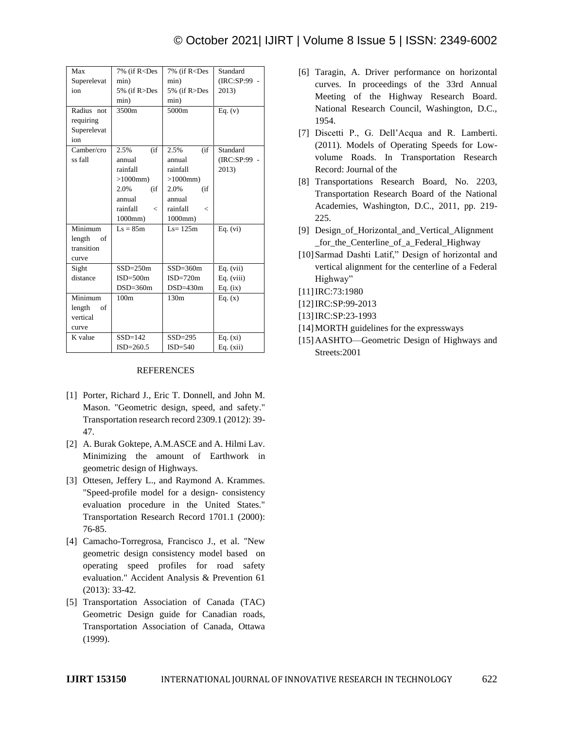| | | | |
|---|---|---|---|
| Max Superelevation | 7% (if R<Des min) 5% (if R>Des min) | 7% (if R<Des min) 5% (if R>Des min) | Standard (IRC:SP:99 - 2013) |
| Radius not requiring Superelevation | 3500m | 5000m | Eq. (v) |
| Camber/cross fall | 2.5% (if annual rainfall >1000mm) 2.0% (if annual rainfall < 1000mm) | 2.5% (if annual rainfall >1000mm) 2.0% (if annual rainfall < 1000mm) | Standard (IRC:SP:99 - 2013) |
| Minimum length of transition curve | Ls = 85m | Ls= 125m | Eq. (vi) |
| Sight distance | SSD=250m ISD=500m DSD=360m | SSD=360m ISD=720m DSD=430m | Eq. (vii) Eq. (viii) Eq. (ix) |
| Minimum length of vertical curve | 100m | 130m | Eq. (x) |
| K value | SSD=142 ISD=260.5 | SSD=295 ISD=540 | Eq. (xi) Eq. (xii) |

## REFERENCES

[1] Porter, Richard J., Eric T. Donnell, and John M. Mason. "Geometric design, speed, and safety." Transportation research record 2309.1 (2012): 39-47.

[2] A. Burak Goktepe, A.M.ASCE and A. Hilmi Lav. Minimizing the amount of Earthwork in geometric design of Highways.

[3] Ottesen, Jeffery L., and Raymond A. Krammes. "Speed-profile model for a design- consistency evaluation procedure in the United States." Transportation Research Record 1701.1 (2000): 76-85.

[4] Camacho-Torregrosa, Francisco J., et al. "New geometric design consistency model based on operating speed profiles for road safety evaluation." Accident Analysis & Prevention 61 (2013): 33-42.

[5] Transportation Association of Canada (TAC) Geometric Design guide for Canadian roads, Transportation Association of Canada, Ottawa (1999).

[6] Taragin, A. Driver performance on horizontal curves. In proceedings of the 33rd Annual Meeting of the Highway Research Board. National Research Council, Washington, D.C., 1954.

[7] Discetti P., G. Dell'Acqua and R. Lamberti. (2011). Models of Operating Speeds for Low-volume Roads. In Transportation Research Record: Journal of the

[8] Transportations Research Board, No. 2203, Transportation Research Board of the National Academies, Washington, D.C., 2011, pp. 219-225.

[9] Design_of_Horizontal_and_Vertical_Alignment_for_the_Centerline_of_a_Federal_Highway

[10] Sarmad Dashti Latif," Design of horizontal and vertical alignment for the centerline of a Federal Highway"

[11] IRC:73:1980

[12] IRC:SP:99-2013

[13] IRC:SP:23-1993

[14] MORTH guidelines for the expressways

[15] AASHTO—Geometric Design of Highways and Streets:2001